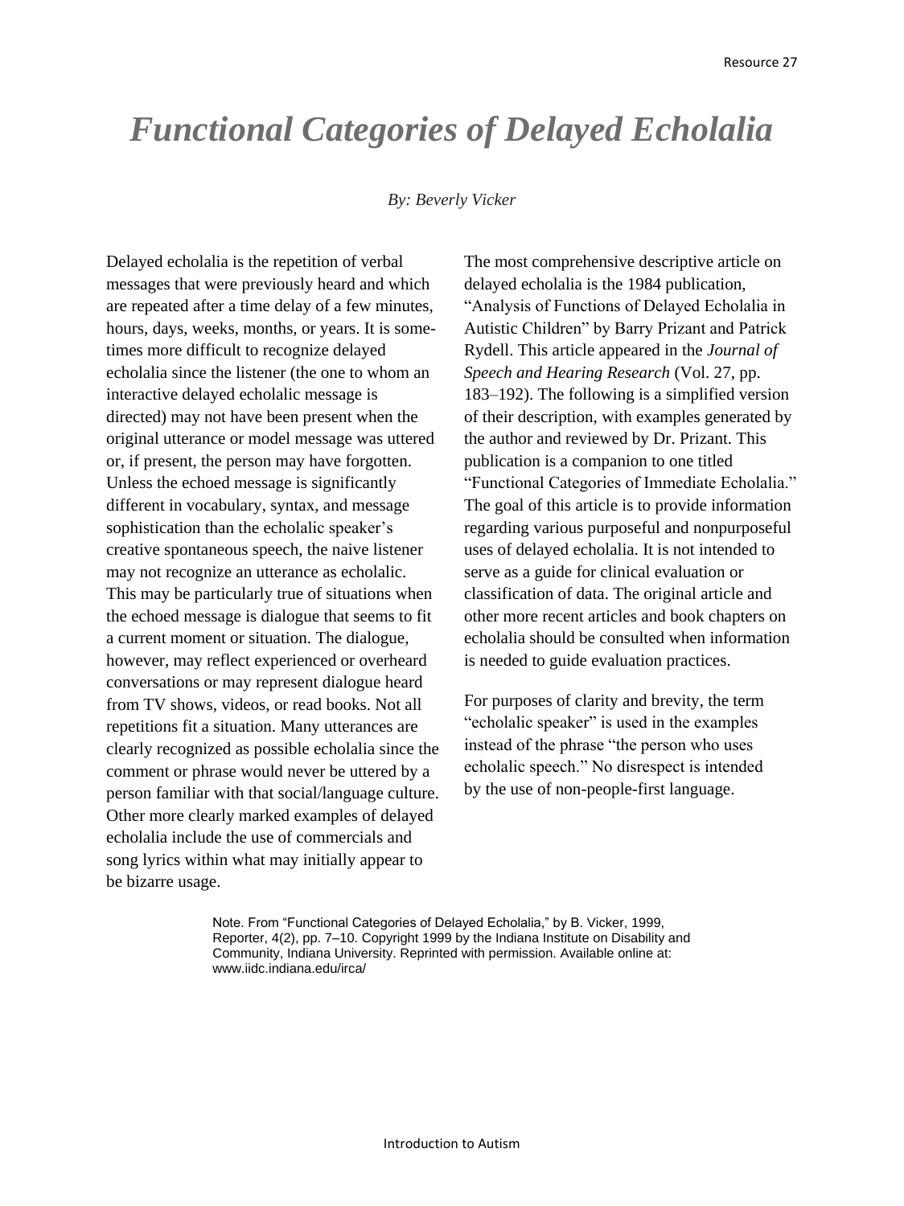# *Functional Categories of Delayed Echolalia*

*By: Beverly Vicker*

Delayed echolalia is the repetition of verbal messages that were previously heard and which are repeated after a time delay of a few minutes, hours, days, weeks, months, or years. It is sometimes more difficult to recognize delayed echolalia since the listener (the one to whom an interactive delayed echolalic message is directed) may not have been present when the original utterance or model message was uttered or, if present, the person may have forgotten. Unless the echoed message is significantly different in vocabulary, syntax, and message sophistication than the echolalic speaker's creative spontaneous speech, the naive listener may not recognize an utterance as echolalic. This may be particularly true of situations when the echoed message is dialogue that seems to fit a current moment or situation. The dialogue, however, may reflect experienced or overheard conversations or may represent dialogue heard from TV shows, videos, or read books. Not all repetitions fit a situation. Many utterances are clearly recognized as possible echolalia since the comment or phrase would never be uttered by a person familiar with that social/language culture. Other more clearly marked examples of delayed echolalia include the use of commercials and song lyrics within what may initially appear to be bizarre usage.

The most comprehensive descriptive article on delayed echolalia is the 1984 publication, "Analysis of Functions of Delayed Echolalia in Autistic Children" by Barry Prizant and Patrick Rydell. This article appeared in the *Journal of Speech and Hearing Research* (Vol. 27, pp. 183–192). The following is a simplified version of their description, with examples generated by the author and reviewed by Dr. Prizant. This publication is a companion to one titled "Functional Categories of Immediate Echolalia." The goal of this article is to provide information regarding various purposeful and nonpurposeful uses of delayed echolalia. It is not intended to serve as a guide for clinical evaluation or classification of data. The original article and other more recent articles and book chapters on echolalia should be consulted when information is needed to guide evaluation practices.

For purposes of clarity and brevity, the term "echolalic speaker" is used in the examples instead of the phrase "the person who uses echolalic speech." No disrespect is intended by the use of non-people-first language.

Note. From "Functional Categories of Delayed Echolalia," by B. Vicker, 1999, Reporter, 4(2), pp. 7–10. Copyright 1999 by the Indiana Institute on Disability and Community, Indiana University. Reprinted with permission. Available online at: www.iidc.indiana.edu/irca/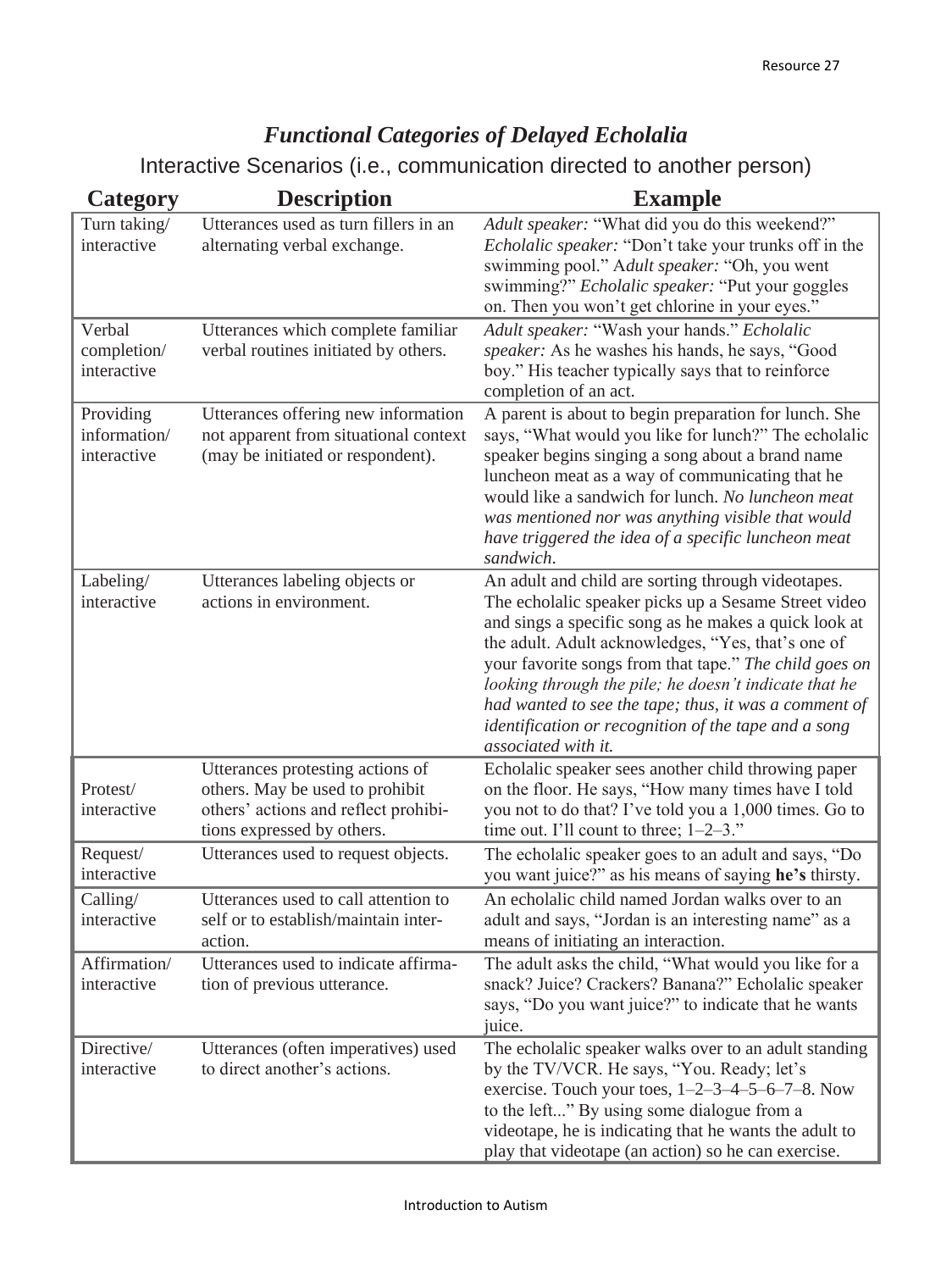## *Functional Categories of Delayed Echolalia*

Interactive Scenarios (i.e., communication directed to another person)

| Category | Description | Example |
|---|---|---|
| Turn taking/ interactive | Utterances used as turn fillers in an alternating verbal exchange. | *Adult speaker:* "What did you do this weekend?" *Echolalic speaker:* "Don't take your trunks off in the swimming pool." A*dult speaker:* "Oh, you went swimming?" *Echolalic speaker:* "Put your goggles on. Then you won't get chlorine in your eyes." |
| Verbal completion/ interactive | Utterances which complete familiar verbal routines initiated by others. | *Adult speaker:* "Wash your hands." *Echolalic speaker:* As he washes his hands, he says, "Good boy." His teacher typically says that to reinforce completion of an act. |
| Providing information/ interactive | Utterances offering new information not apparent from situational context (may be initiated or respondent). | A parent is about to begin preparation for lunch. She says, "What would you like for lunch?" The echolalic speaker begins singing a song about a brand name luncheon meat as a way of communicating that he would like a sandwich for lunch. *No luncheon meat was mentioned nor was anything visible that would have triggered the idea of a specific luncheon meat sandwich.* |
| Labeling/ interactive | Utterances labeling objects or actions in environment. | An adult and child are sorting through videotapes. The echolalic speaker picks up a Sesame Street video and sings a specific song as he makes a quick look at the adult. Adult acknowledges, "Yes, that's one of your favorite songs from that tape." *The child goes on looking through the pile; he doesn't indicate that he had wanted to see the tape; thus, it was a comment of identification or recognition of the tape and a song associated with it.* |
| Protest/ interactive | Utterances protesting actions of others. May be used to prohibit others' actions and reflect prohibitions expressed by others. | Echolalic speaker sees another child throwing paper on the floor. He says, "How many times have I told you not to do that? I've told you a 1,000 times. Go to time out. I'll count to three; 1–2–3." |
| Request/ interactive | Utterances used to request objects. | The echolalic speaker goes to an adult and says, "Do you want juice?" as his means of saying **he's** thirsty. |
| Calling/ interactive | Utterances used to call attention to self or to establish/maintain interaction. | An echolalic child named Jordan walks over to an adult and says, "Jordan is an interesting name" as a means of initiating an interaction. |
| Affirmation/ interactive | Utterances used to indicate affirmation of previous utterance. | The adult asks the child, "What would you like for a snack? Juice? Crackers? Banana?" Echolalic speaker says, "Do you want juice?" to indicate that he wants juice. |
| Directive/ interactive | Utterances (often imperatives) used to direct another's actions. | The echolalic speaker walks over to an adult standing by the TV/VCR. He says, "You. Ready; let's exercise. Touch your toes, 1–2–3–4–5–6–7–8. Now to the left..." By using some dialogue from a videotape, he is indicating that he wants the adult to play that videotape (an action) so he can exercise. |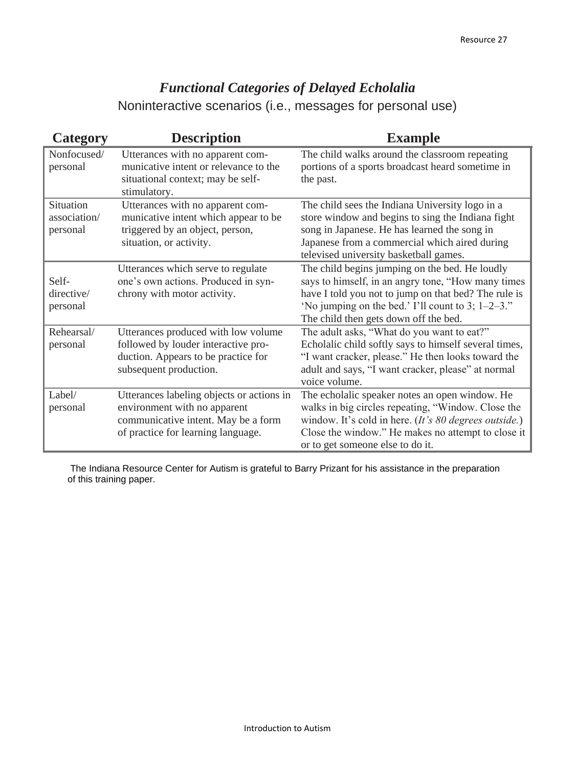# *Functional Categories of Delayed Echolalia*

## Noninteractive scenarios (i.e., messages for personal use)

| Category | Description | Example |
|---|---|---|
| Nonfocused/ personal | Utterances with no apparent communicative intent or relevance to the situational context; may be self-stimulatory. | The child walks around the classroom repeating portions of a sports broadcast heard sometime in the past. |
| Situation association/ personal | Utterances with no apparent communicative intent which appear to be triggered by an object, person, situation, or activity. | The child sees the Indiana University logo in a store window and begins to sing the Indiana fight song in Japanese. He has learned the song in Japanese from a commercial which aired during televised university basketball games. |
| Self-directive/ personal | Utterances which serve to regulate one's own actions. Produced in synchrony with motor activity. | The child begins jumping on the bed. He loudly says to himself, in an angry tone, "How many times have I told you not to jump on that bed? The rule is 'No jumping on the bed.' I'll count to 3; 1–2–3." The child then gets down off the bed. |
| Rehearsal/ personal | Utterances produced with low volume followed by louder interactive production. Appears to be practice for subsequent production. | The adult asks, "What do you want to eat?" Echolalic child softly says to himself several times, "I want cracker, please." He then looks toward the adult and says, "I want cracker, please" at normal voice volume. |
| Label/ personal | Utterances labeling objects or actions in environment with no apparent communicative intent. May be a form of practice for learning language. | The echolalic speaker notes an open window. He walks in big circles repeating, "Window. Close the window. It's cold in here. (*It's 80 degrees outside.*) Close the window." He makes no attempt to close it or to get someone else to do it. |

The Indiana Resource Center for Autism is grateful to Barry Prizant for his assistance in the preparation of this training paper.